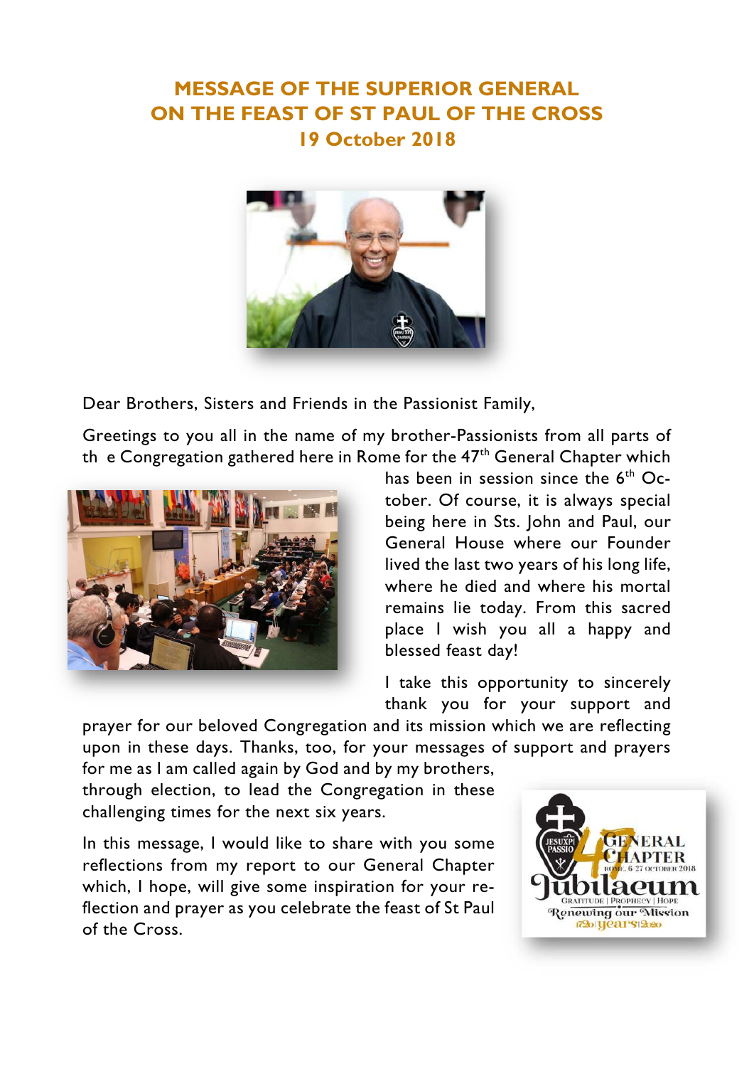# MESSAGE OF THE SUPERIOR GENERAL ON THE FEAST OF ST PAUL OF THE CROSS
## 19 October 2018

Dear Brothers, Sisters and Friends in the Passionist Family,

Greetings to you all in the name of my brother-Passionists from all parts of the Congregation gathered here in Rome for the 47th General Chapter which has been in session since the 6th October. Of course, it is always special being here in Sts. John and Paul, our General House where our Founder lived the last two years of his long life, where he died and where his mortal remains lie today. From this sacred place I wish you all a happy and blessed feast day!

I take this opportunity to sincerely thank you for your support and prayer for our beloved Congregation and its mission which we are reflecting upon in these days. Thanks, too, for your messages of support and prayers for me as I am called again by God and by my brothers, through election, to lead the Congregation in these challenging times for the next six years.

In this message, I would like to share with you some reflections from my report to our General Chapter which, I hope, will give some inspiration for your reflection and prayer as you celebrate the feast of St Paul of the Cross.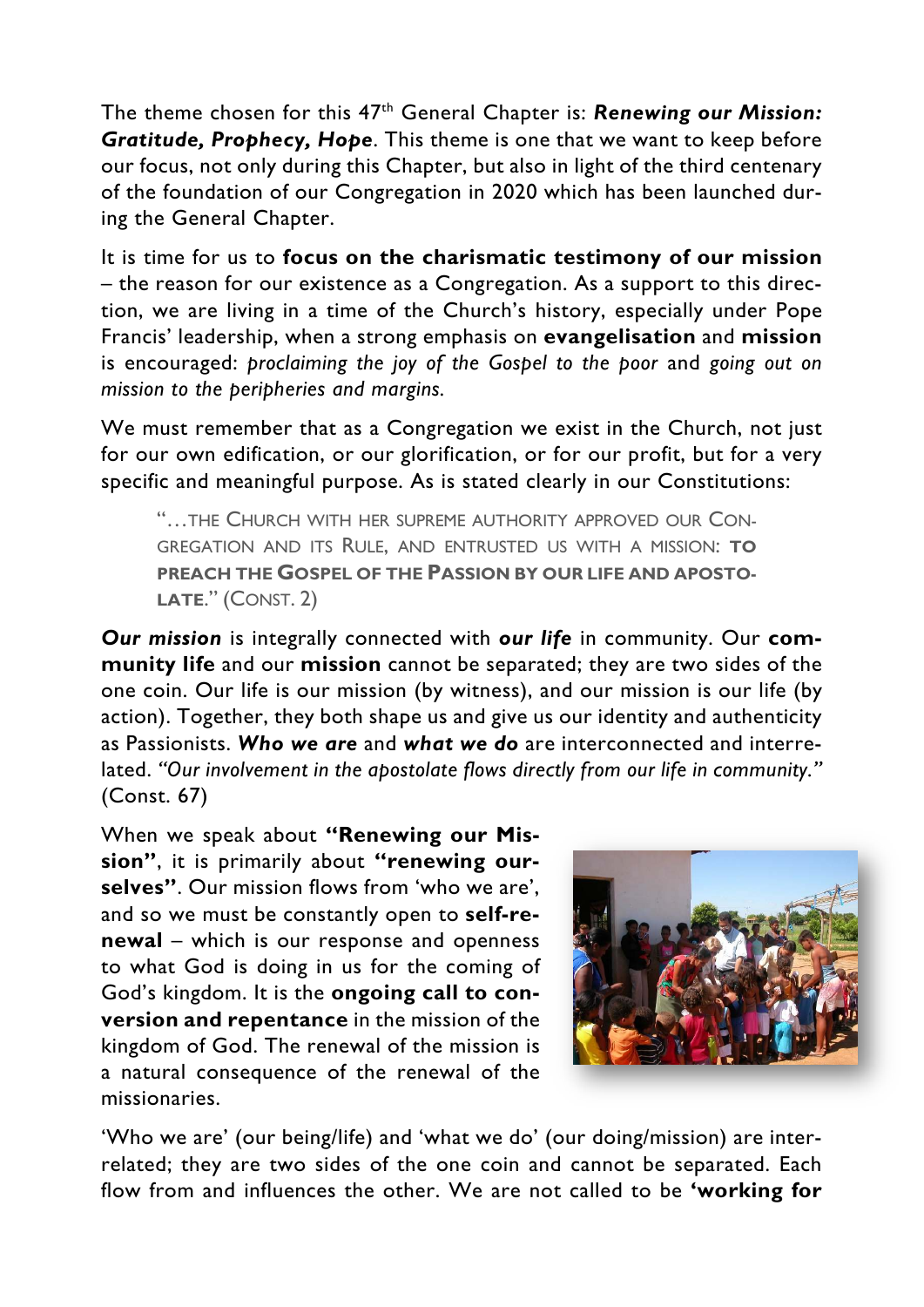The theme chosen for this 47th General Chapter is: ***Renewing our Mission: Gratitude, Prophecy, Hope***. This theme is one that we want to keep before our focus, not only during this Chapter, but also in light of the third centenary of the foundation of our Congregation in 2020 which has been launched during the General Chapter.

It is time for us to **focus on the charismatic testimony of our mission** – the reason for our existence as a Congregation. As a support to this direction, we are living in a time of the Church's history, especially under Pope Francis' leadership, when a strong emphasis on **evangelisation** and **mission** is encouraged: *proclaiming the joy of the Gospel to the poor* and *going out on mission to the peripheries and margins.*

We must remember that as a Congregation we exist in the Church, not just for our own edification, or our glorification, or for our profit, but for a very specific and meaningful purpose. As is stated clearly in our Constitutions:

> "…THE CHURCH WITH HER SUPREME AUTHORITY APPROVED OUR CONGREGATION AND ITS RULE, AND ENTRUSTED US WITH A MISSION: **TO PREACH THE GOSPEL OF THE PASSION BY OUR LIFE AND APOSTOLATE**." (CONST. 2)

***Our mission*** is integrally connected with ***our life*** in community. Our **community life** and our **mission** cannot be separated; they are two sides of the one coin. Our life is our mission (by witness), and our mission is our life (by action). Together, they both shape us and give us our identity and authenticity as Passionists. ***Who we are*** and ***what we do*** are interconnected and interrelated. *"Our involvement in the apostolate flows directly from our life in community."* (Const. 67)

When we speak about **"Renewing our Mission"**, it is primarily about **"renewing ourselves"**. Our mission flows from 'who we are', and so we must be constantly open to **self-renewal** – which is our response and openness to what God is doing in us for the coming of God's kingdom. It is the **ongoing call to conversion and repentance** in the mission of the kingdom of God. The renewal of the mission is a natural consequence of the renewal of the missionaries.

'Who we are' (our being/life) and 'what we do' (our doing/mission) are interrelated; they are two sides of the one coin and cannot be separated. Each flow from and influences the other. We are not called to be **'working for**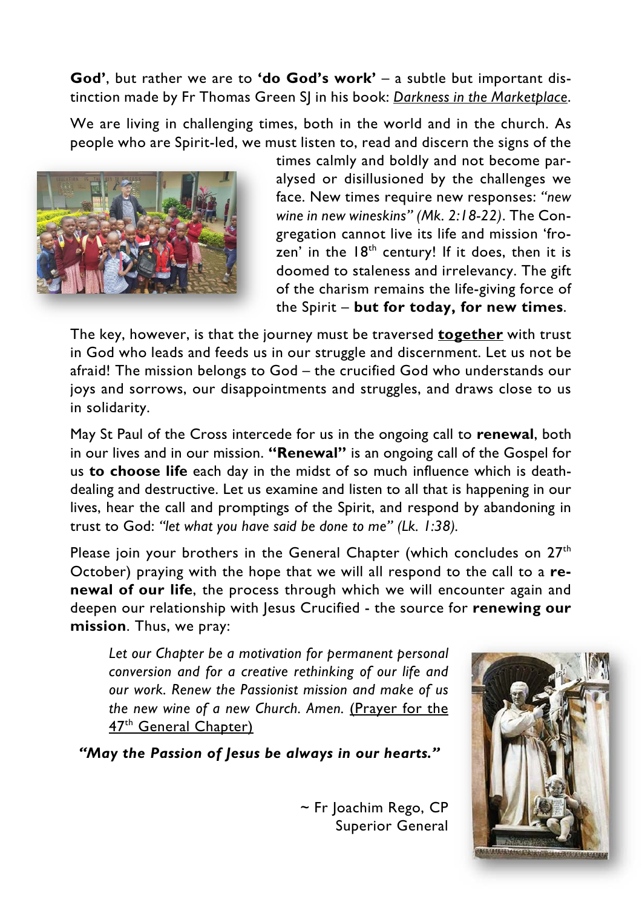**God'**, but rather we are to **'do God's work'** – a subtle but important distinction made by Fr Thomas Green SJ in his book: *Darkness in the Marketplace*.

We are living in challenging times, both in the world and in the church. As people who are Spirit-led, we must listen to, read and discern the signs of the times calmly and boldly and not become paralysed or disillusioned by the challenges we face. New times require new responses: *"new wine in new wineskins" (Mk. 2:18-22)*. The Congregation cannot live its life and mission 'frozen' in the 18th century! If it does, then it is doomed to staleness and irrelevancy. The gift of the charism remains the life-giving force of the Spirit – **but for today, for new times**.

The key, however, is that the journey must be traversed **together** with trust in God who leads and feeds us in our struggle and discernment. Let us not be afraid! The mission belongs to God – the crucified God who understands our joys and sorrows, our disappointments and struggles, and draws close to us in solidarity.

May St Paul of the Cross intercede for us in the ongoing call to **renewal**, both in our lives and in our mission. **"Renewal"** is an ongoing call of the Gospel for us **to choose life** each day in the midst of so much influence which is death-dealing and destructive. Let us examine and listen to all that is happening in our lives, hear the call and promptings of the Spirit, and respond by abandoning in trust to God: *"let what you have said be done to me" (Lk. 1:38).*

Please join your brothers in the General Chapter (which concludes on 27th October) praying with the hope that we will all respond to the call to a **renewal of our life**, the process through which we will encounter again and deepen our relationship with Jesus Crucified - the source for **renewing our mission**. Thus, we pray:

> *Let our Chapter be a motivation for permanent personal conversion and for a creative rethinking of our life and our work. Renew the Passionist mission and make of us the new wine of a new Church. Amen.* (Prayer for the 47th General Chapter)

***"May the Passion of Jesus be always in our hearts."***

~ Fr Joachim Rego, CP
Superior General